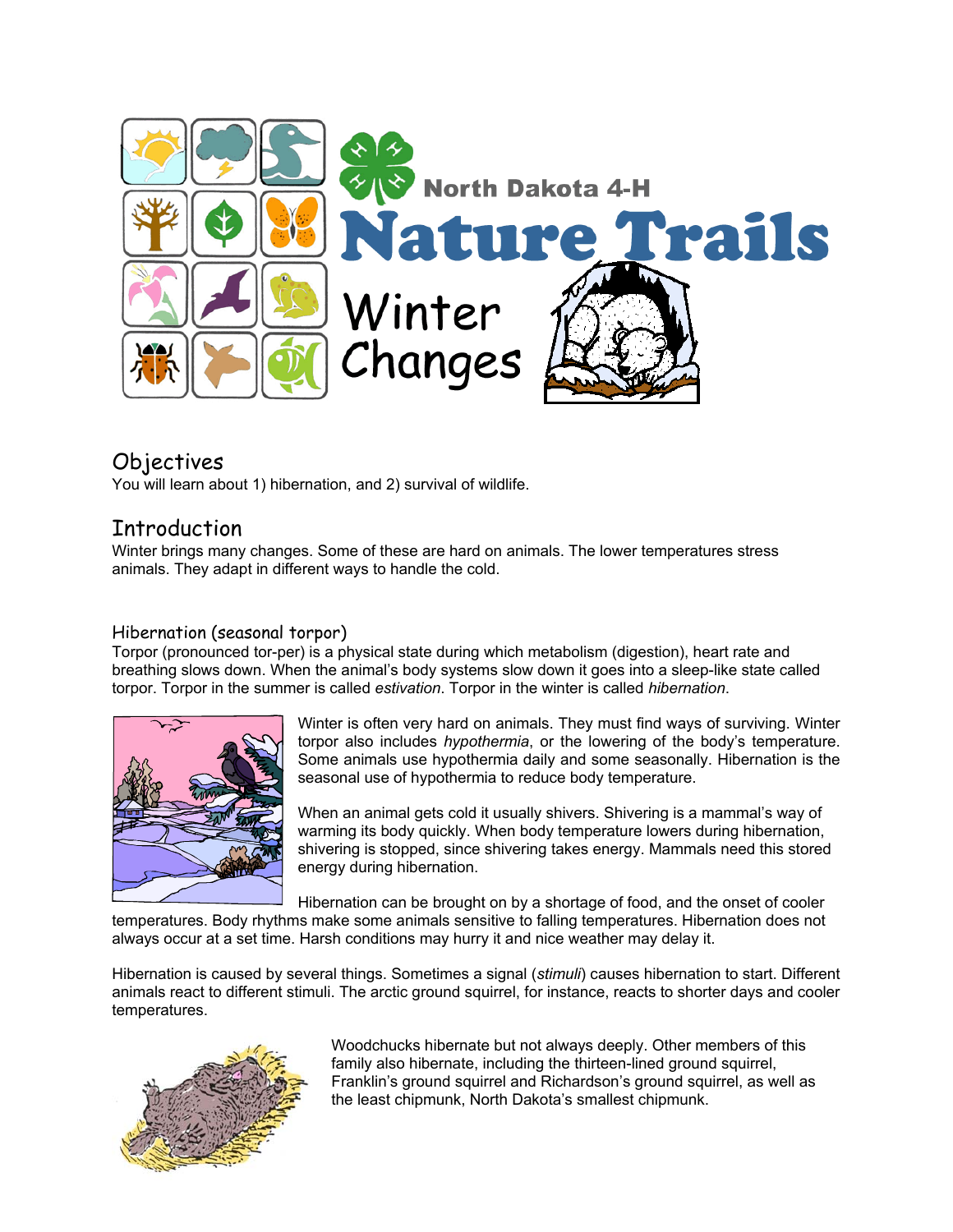North Dakota 4-H

# Nature Trails

# Winter Changes

## Objectives

You will learn about 1) hibernation, and 2) survival of wildlife.

## Introduction

Winter brings many changes. Some of these are hard on animals. The lower temperatures stress animals. They adapt in different ways to handle the cold.

### Hibernation (seasonal torpor)

Torpor (pronounced tor-per) is a physical state during which metabolism (digestion), heart rate and breathing slows down. When the animal's body systems slow down it goes into a sleep-like state called torpor. Torpor in the summer is called *estivation*. Torpor in the winter is called *hibernation*.

Winter is often very hard on animals. They must find ways of surviving. Winter torpor also includes *hypothermia*, or the lowering of the body's temperature. Some animals use hypothermia daily and some seasonally. Hibernation is the seasonal use of hypothermia to reduce body temperature.

When an animal gets cold it usually shivers. Shivering is a mammal's way of warming its body quickly. When body temperature lowers during hibernation, shivering is stopped, since shivering takes energy. Mammals need this stored energy during hibernation.

Hibernation can be brought on by a shortage of food, and the onset of cooler temperatures. Body rhythms make some animals sensitive to falling temperatures. Hibernation does not always occur at a set time. Harsh conditions may hurry it and nice weather may delay it.

Hibernation is caused by several things. Sometimes a signal (*stimuli*) causes hibernation to start. Different animals react to different stimuli. The arctic ground squirrel, for instance, reacts to shorter days and cooler temperatures.

Woodchucks hibernate but not always deeply. Other members of this family also hibernate, including the thirteen-lined ground squirrel, Franklin's ground squirrel and Richardson's ground squirrel, as well as the least chipmunk, North Dakota's smallest chipmunk.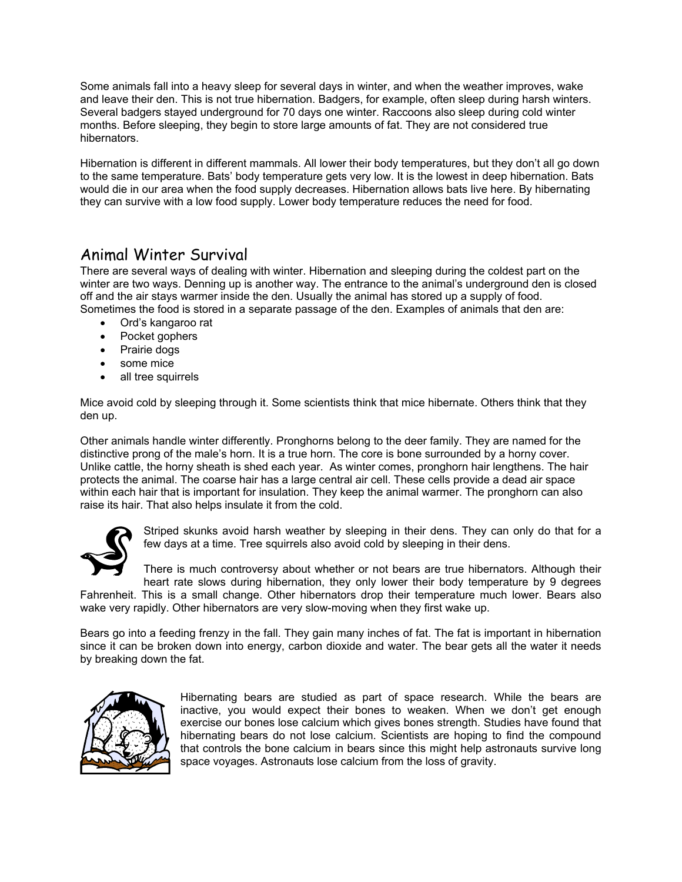Some animals fall into a heavy sleep for several days in winter, and when the weather improves, wake and leave their den. This is not true hibernation. Badgers, for example, often sleep during harsh winters. Several badgers stayed underground for 70 days one winter. Raccoons also sleep during cold winter months. Before sleeping, they begin to store large amounts of fat. They are not considered true hibernators.

Hibernation is different in different mammals. All lower their body temperatures, but they don't all go down to the same temperature. Bats' body temperature gets very low. It is the lowest in deep hibernation. Bats would die in our area when the food supply decreases. Hibernation allows bats live here. By hibernating they can survive with a low food supply. Lower body temperature reduces the need for food.

## Animal Winter Survival

There are several ways of dealing with winter. Hibernation and sleeping during the coldest part on the winter are two ways. Denning up is another way. The entrance to the animal's underground den is closed off and the air stays warmer inside the den. Usually the animal has stored up a supply of food. Sometimes the food is stored in a separate passage of the den. Examples of animals that den are:

- Ord's kangaroo rat
- Pocket gophers
- Prairie dogs
- some mice
- all tree squirrels

Mice avoid cold by sleeping through it. Some scientists think that mice hibernate. Others think that they den up.

Other animals handle winter differently. Pronghorns belong to the deer family. They are named for the distinctive prong of the male's horn. It is a true horn. The core is bone surrounded by a horny cover. Unlike cattle, the horny sheath is shed each year. As winter comes, pronghorn hair lengthens. The hair protects the animal. The coarse hair has a large central air cell. These cells provide a dead air space within each hair that is important for insulation. They keep the animal warmer. The pronghorn can also raise its hair. That also helps insulate it from the cold.

Striped skunks avoid harsh weather by sleeping in their dens. They can only do that for a few days at a time. Tree squirrels also avoid cold by sleeping in their dens.

There is much controversy about whether or not bears are true hibernators. Although their heart rate slows during hibernation, they only lower their body temperature by 9 degrees Fahrenheit. This is a small change. Other hibernators drop their temperature much lower. Bears also wake very rapidly. Other hibernators are very slow-moving when they first wake up.

Bears go into a feeding frenzy in the fall. They gain many inches of fat. The fat is important in hibernation since it can be broken down into energy, carbon dioxide and water. The bear gets all the water it needs by breaking down the fat.

Hibernating bears are studied as part of space research. While the bears are inactive, you would expect their bones to weaken. When we don't get enough exercise our bones lose calcium which gives bones strength. Studies have found that hibernating bears do not lose calcium. Scientists are hoping to find the compound that controls the bone calcium in bears since this might help astronauts survive long space voyages. Astronauts lose calcium from the loss of gravity.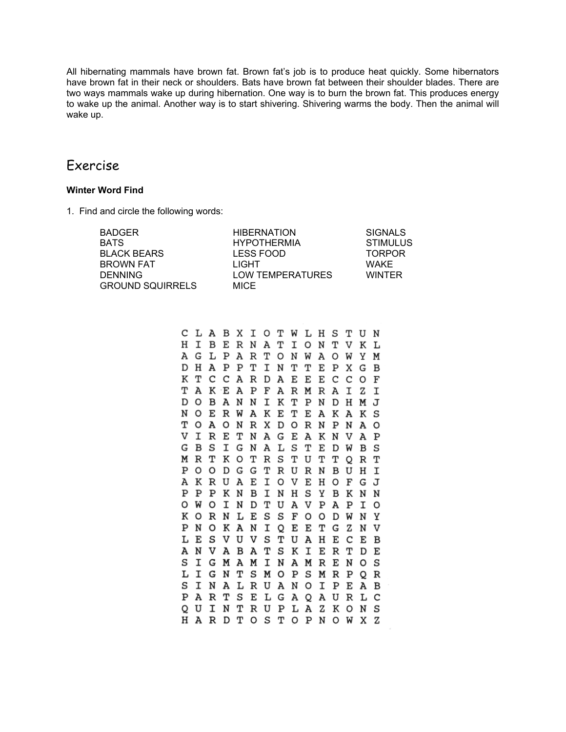All hibernating mammals have brown fat. Brown fat's job is to produce heat quickly. Some hibernators have brown fat in their neck or shoulders. Bats have brown fat between their shoulder blades. There are two ways mammals wake up during hibernation. One way is to burn the brown fat. This produces energy to wake up the animal. Another way is to start shivering. Shivering warms the body. Then the animal will wake up.

# Exercise

**Winter Word Find**

1. Find and circle the following words:

| | | |
|---|---|---|
| BADGER | HIBERNATION | SIGNALS |
| BATS | HYPOTHERMIA | STIMULUS |
| BLACK BEARS | LESS FOOD | TORPOR |
| BROWN FAT | LIGHT | WAKE |
| DENNING | LOW TEMPERATURES | WINTER |
| GROUND SQUIRRELS | MICE | |

```
C L A B X I O T W L H S T U N
H I B E R N A T I O N T V K L
A G L P A R T O N W A O W Y M
D H A P P T I N T T E P X G B
K T C C A R D A E E E C C O F
T A K E A P F A R M R A I Z I
D O B A N N I K T P N D H M J
N O E R W A K E T E A K A K S
T O A O N R X D O R N P N A O
V I R E T N A G E A K N V A P
G B S I G N A L S T E D W B S
M R T K O T R S T U T T Q R T
P O O D G G T R U R N B U H I
A K R U A E I O V E H O F G J
P P P K N B I N H S Y B K N N
O W O I N D T U A V P A P I O
K O R N L E S S F O O D W N Y
P N O K A N I Q E E T G Z N V
L E S V U V S T U A H E C E B
A N V A B A T S K I E R T D E
S I G M A M I N A M R E N O S
L I G N T S M O P S M R P Q R
S I N A L R U A N O I P E A B
P A R T S E L G A Q A U R L C
Q U I N T R U P L A Z K O N S
H A R D T O S T O P N O W X Z
```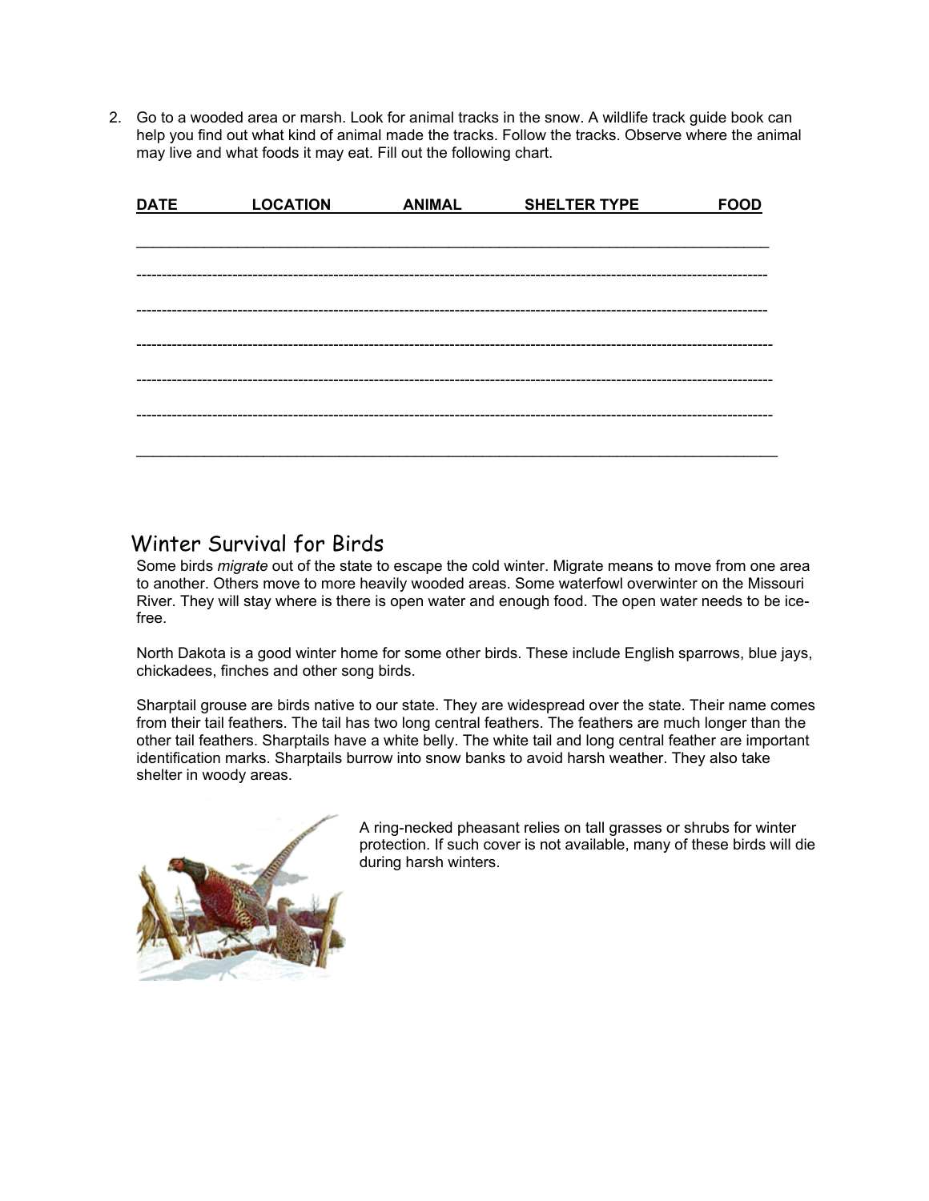2. Go to a wooded area or marsh. Look for animal tracks in the snow. A wildlife track guide book can help you find out what kind of animal made the tracks. Follow the tracks. Observe where the animal may live and what foods it may eat. Fill out the following chart.

| DATE | LOCATION | ANIMAL | SHELTER TYPE | FOOD |
|---|---|---|---|---|
| | | | | |
| | | | | |
| | | | | |
| | | | | |
| | | | | |
| | | | | |

## Winter Survival for Birds

Some birds *migrate* out of the state to escape the cold winter. Migrate means to move from one area to another. Others move to more heavily wooded areas. Some waterfowl overwinter on the Missouri River. They will stay where is there is open water and enough food. The open water needs to be ice-free.

North Dakota is a good winter home for some other birds. These include English sparrows, blue jays, chickadees, finches and other song birds.

Sharptail grouse are birds native to our state. They are widespread over the state. Their name comes from their tail feathers. The tail has two long central feathers. The feathers are much longer than the other tail feathers. Sharptails have a white belly. The white tail and long central feather are important identification marks. Sharptails burrow into snow banks to avoid harsh weather. They also take shelter in woody areas.

A ring-necked pheasant relies on tall grasses or shrubs for winter protection. If such cover is not available, many of these birds will die during harsh winters.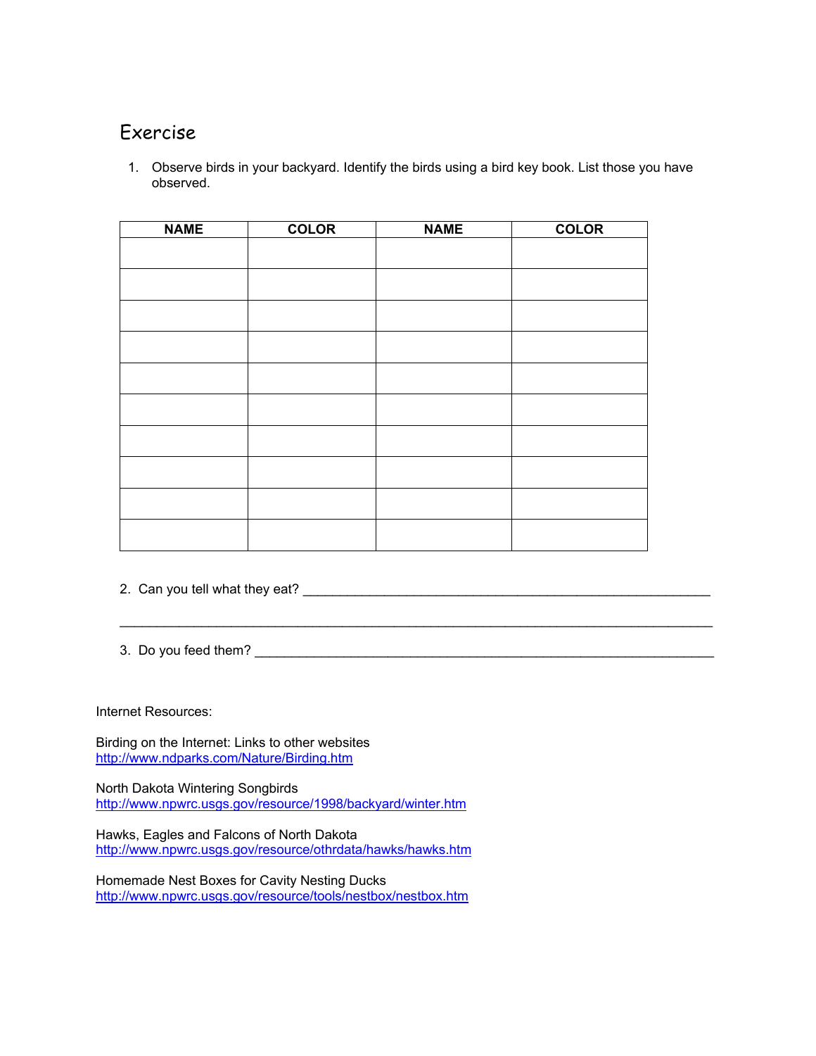# Exercise

1. Observe birds in your backyard. Identify the birds using a bird key book. List those you have observed.

| NAME | COLOR | NAME | COLOR |
|---|---|---|---|
| | | | |
| | | | |
| | | | |
| | | | |
| | | | |
| | | | |
| | | | |
| | | | |
| | | | |
| | | | |

2. Can you tell what they eat? ___________________________________________________________

_____________________________________________________________________________

3. Do you feed them? ________________________________________________________________

Internet Resources:

Birding on the Internet: Links to other websites
http://www.ndparks.com/Nature/Birding.htm

North Dakota Wintering Songbirds
http://www.npwrc.usgs.gov/resource/1998/backyard/winter.htm

Hawks, Eagles and Falcons of North Dakota
http://www.npwrc.usgs.gov/resource/othrdata/hawks/hawks.htm

Homemade Nest Boxes for Cavity Nesting Ducks
http://www.npwrc.usgs.gov/resource/tools/nestbox/nestbox.htm